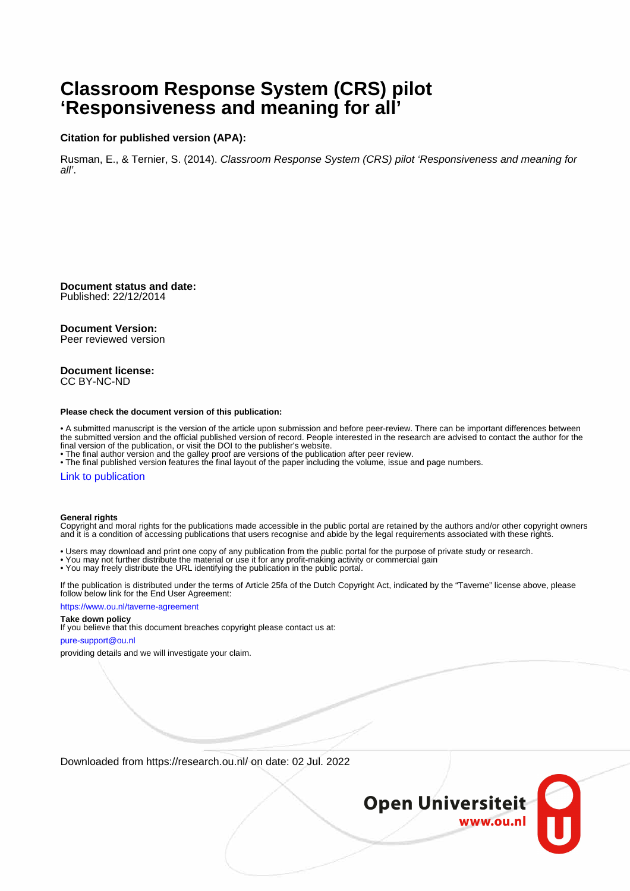# Classroom Response System (CRS) pilot 'Responsiveness and meaning for all'

**Citation for published version (APA):**

Rusman, E., & Ternier, S. (2014). *Classroom Response System (CRS) pilot 'Responsiveness and meaning for all'*.

**Document status and date:**
Published: 22/12/2014

**Document Version:**
Peer reviewed version

**Document license:**
CC BY-NC-ND

**Please check the document version of this publication:**

• A submitted manuscript is the version of the article upon submission and before peer-review. There can be important differences between the submitted version and the official published version of record. People interested in the research are advised to contact the author for the final version of the publication, or visit the DOI to the publisher's website.
• The final author version and the galley proof are versions of the publication after peer review.
• The final published version features the final layout of the paper including the volume, issue and page numbers.

Link to publication

**General rights**
Copyright and moral rights for the publications made accessible in the public portal are retained by the authors and/or other copyright owners and it is a condition of accessing publications that users recognise and abide by the legal requirements associated with these rights.

• Users may download and print one copy of any publication from the public portal for the purpose of private study or research.
• You may not further distribute the material or use it for any profit-making activity or commercial gain
• You may freely distribute the URL identifying the publication in the public portal.

If the publication is distributed under the terms of Article 25fa of the Dutch Copyright Act, indicated by the "Taverne" license above, please follow below link for the End User Agreement:

https://www.ou.nl/taverne-agreement

**Take down policy**
If you believe that this document breaches copyright please contact us at:

pure-support@ou.nl

providing details and we will investigate your claim.

Downloaded from https://research.ou.nl/ on date: 02 Jul. 2022

Open Universiteit
www.ou.nl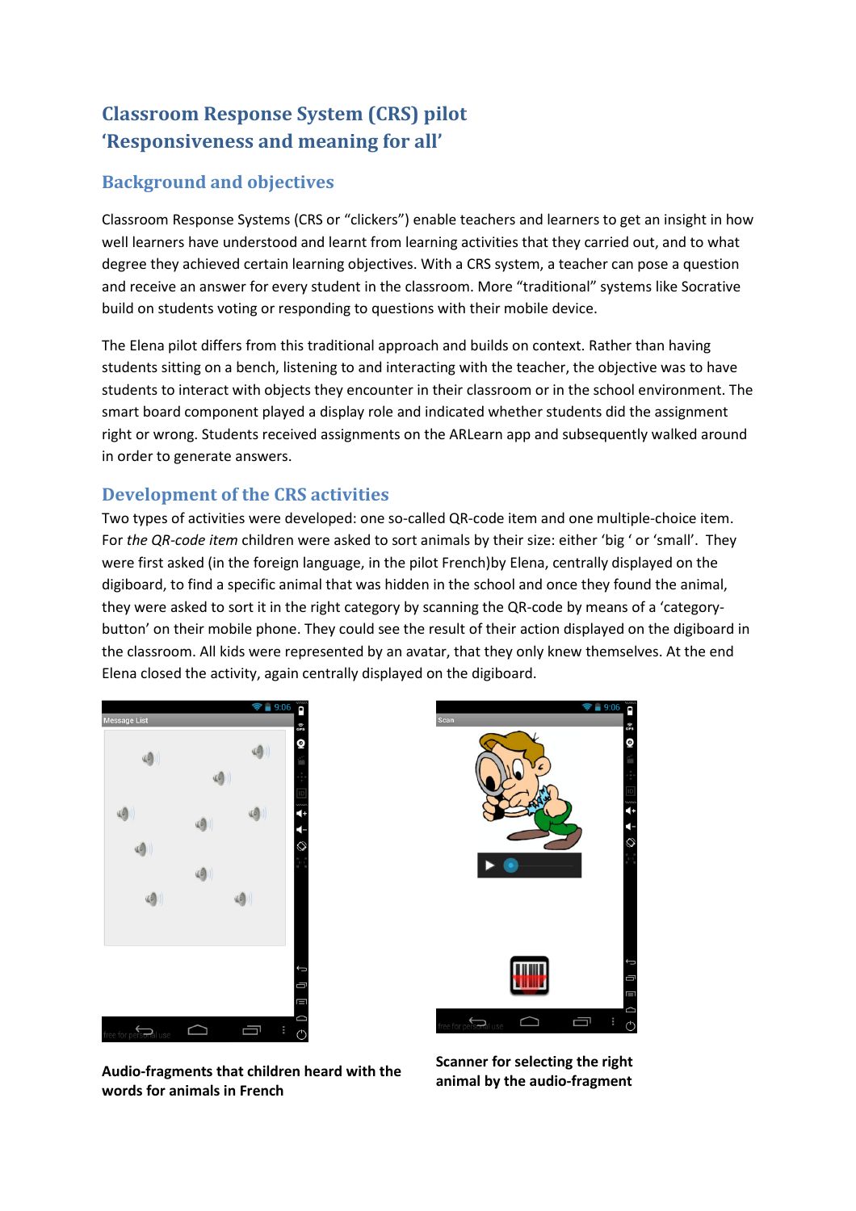## Classroom Response System (CRS) pilot
## 'Responsiveness and meaning for all'

### Background and objectives

Classroom Response Systems (CRS or "clickers") enable teachers and learners to get an insight in how well learners have understood and learnt from learning activities that they carried out, and to what degree they achieved certain learning objectives. With a CRS system, a teacher can pose a question and receive an answer for every student in the classroom. More "traditional" systems like Socrative build on students voting or responding to questions with their mobile device.

The Elena pilot differs from this traditional approach and builds on context. Rather than having students sitting on a bench, listening to and interacting with the teacher, the objective was to have students to interact with objects they encounter in their classroom or in the school environment. The smart board component played a display role and indicated whether students did the assignment right or wrong. Students received assignments on the ARLearn app and subsequently walked around in order to generate answers.

### Development of the CRS activities

Two types of activities were developed: one so-called QR-code item and one multiple-choice item. For *the QR-code item* children were asked to sort animals by their size: either 'big ' or 'small'. They were first asked (in the foreign language, in the pilot French)by Elena, centrally displayed on the digiboard, to find a specific animal that was hidden in the school and once they found the animal, they were asked to sort it in the right category by scanning the QR-code by means of a 'category-button' on their mobile phone. They could see the result of their action displayed on the digiboard in the classroom. All kids were represented by an avatar, that they only knew themselves. At the end Elena closed the activity, again centrally displayed on the digiboard.

**Audio-fragments that children heard with the words for animals in French**

**Scanner for selecting the right animal by the audio-fragment**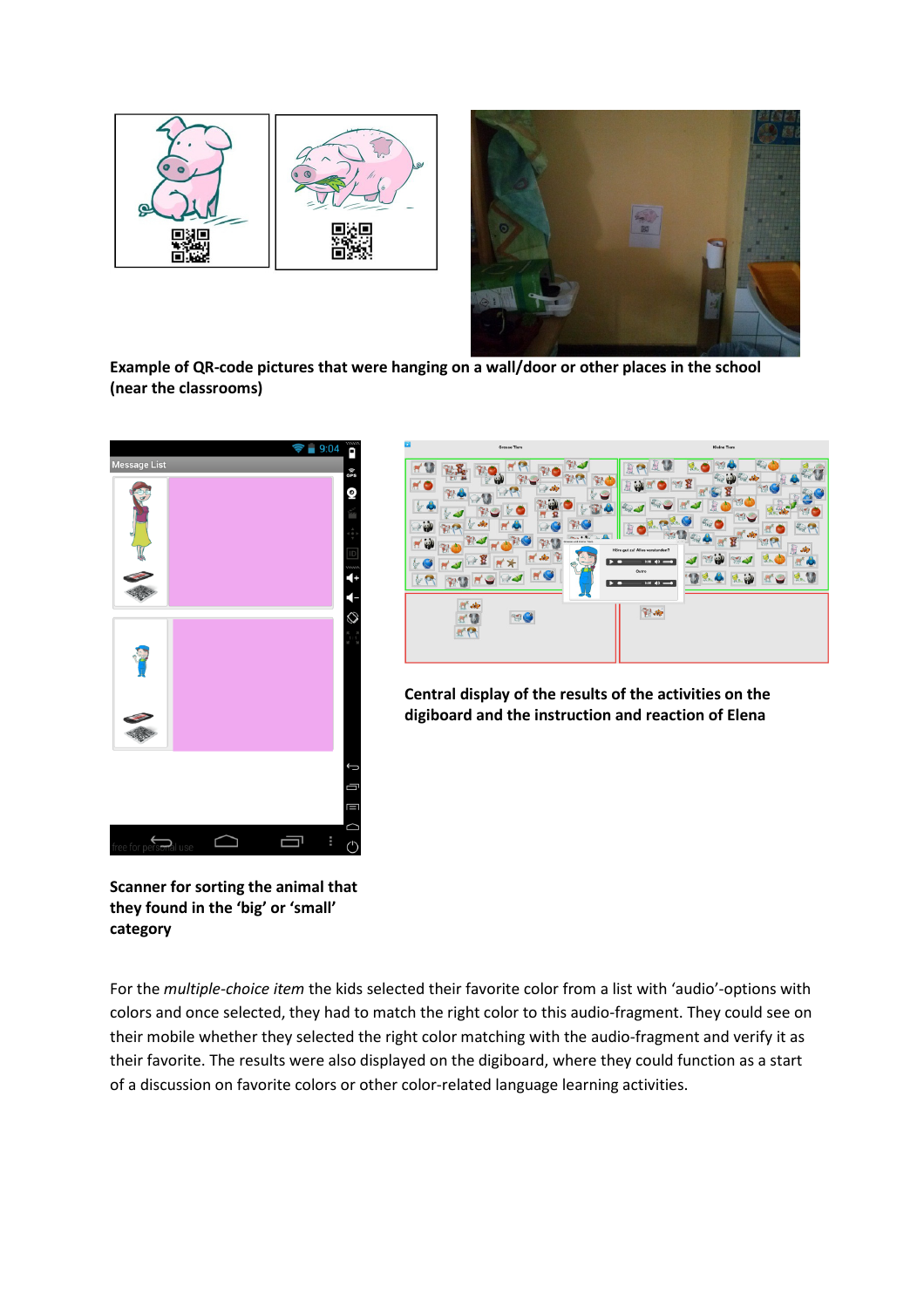**Example of QR-code pictures that were hanging on a wall/door or other places in the school (near the classrooms)**

**Scanner for sorting the animal that they found in the 'big' or 'small' category**

**Central display of the results of the activities on the digiboard and the instruction and reaction of Elena**

For the *multiple-choice item* the kids selected their favorite color from a list with 'audio'-options with colors and once selected, they had to match the right color to this audio-fragment. They could see on their mobile whether they selected the right color matching with the audio-fragment and verify it as their favorite. The results were also displayed on the digiboard, where they could function as a start of a discussion on favorite colors or other color-related language learning activities.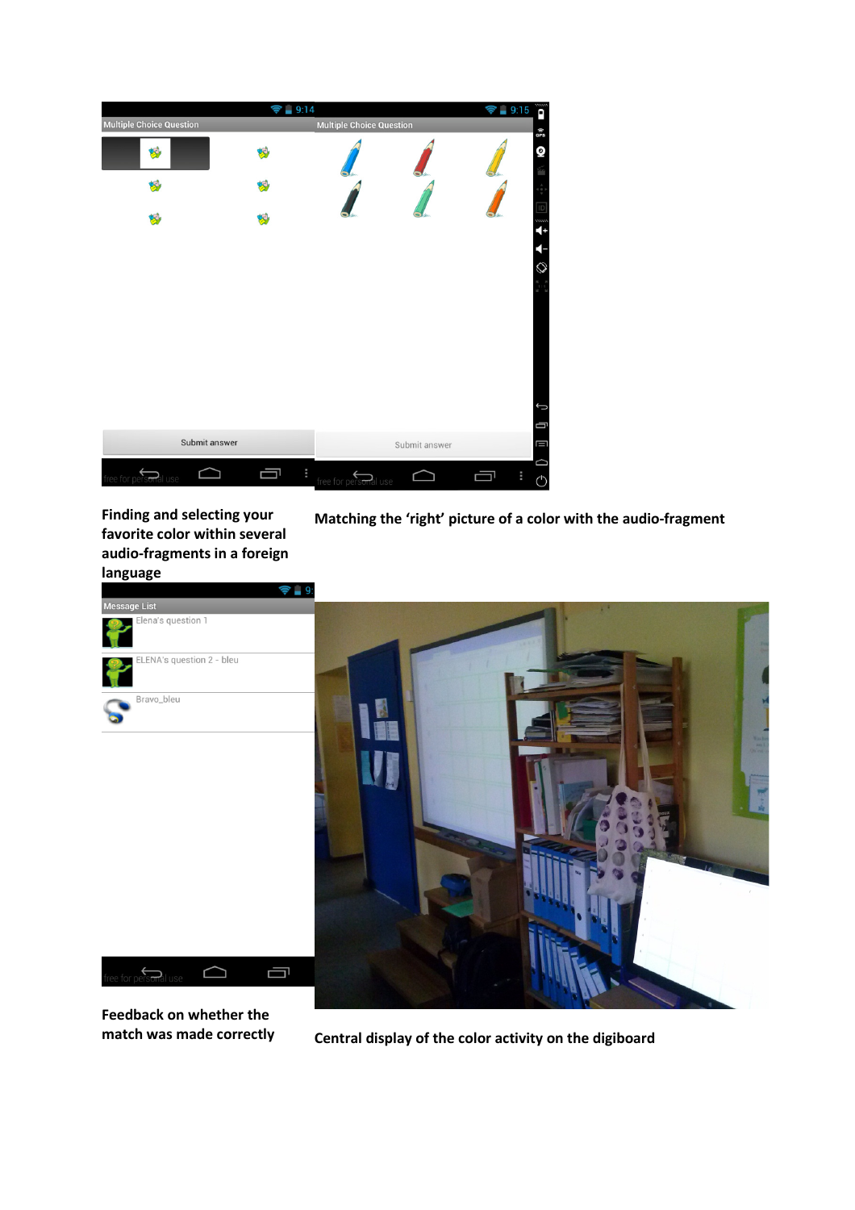**Finding and selecting your favorite color within several audio-fragments in a foreign language**

**Matching the 'right' picture of a color with the audio-fragment**

**Feedback on whether the match was made correctly**

**Central display of the color activity on the digiboard**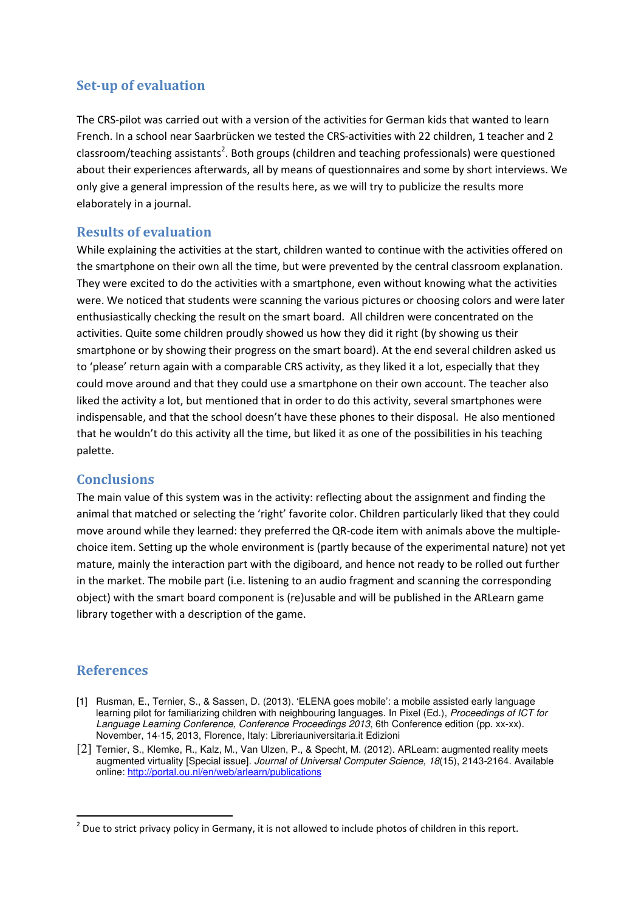## Set-up of evaluation

The CRS-pilot was carried out with a version of the activities for German kids that wanted to learn French. In a school near Saarbrücken we tested the CRS-activities with 22 children, 1 teacher and 2 classroom/teaching assistants[2]. Both groups (children and teaching professionals) were questioned about their experiences afterwards, all by means of questionnaires and some by short interviews. We only give a general impression of the results here, as we will try to publicize the results more elaborately in a journal.

## Results of evaluation

While explaining the activities at the start, children wanted to continue with the activities offered on the smartphone on their own all the time, but were prevented by the central classroom explanation. They were excited to do the activities with a smartphone, even without knowing what the activities were. We noticed that students were scanning the various pictures or choosing colors and were later enthusiastically checking the result on the smart board. All children were concentrated on the activities. Quite some children proudly showed us how they did it right (by showing us their smartphone or by showing their progress on the smart board). At the end several children asked us to 'please' return again with a comparable CRS activity, as they liked it a lot, especially that they could move around and that they could use a smartphone on their own account. The teacher also liked the activity a lot, but mentioned that in order to do this activity, several smartphones were indispensable, and that the school doesn't have these phones to their disposal. He also mentioned that he wouldn't do this activity all the time, but liked it as one of the possibilities in his teaching palette.

## Conclusions

The main value of this system was in the activity: reflecting about the assignment and finding the animal that matched or selecting the 'right' favorite color. Children particularly liked that they could move around while they learned: they preferred the QR-code item with animals above the multiple-choice item. Setting up the whole environment is (partly because of the experimental nature) not yet mature, mainly the interaction part with the digiboard, and hence not ready to be rolled out further in the market. The mobile part (i.e. listening to an audio fragment and scanning the corresponding object) with the smart board component is (re)usable and will be published in the ARLearn game library together with a description of the game.

## References

[1] Rusman, E., Ternier, S., & Sassen, D. (2013). 'ELENA goes mobile': a mobile assisted early language learning pilot for familiarizing children with neighbouring languages. In Pixel (Ed.), *Proceedings of ICT for Language Learning Conference, Conference Proceedings 2013*, 6th Conference edition (pp. xx-xx). November, 14-15, 2013, Florence, Italy: Libreriauniversitaria.it Edizioni

[2] Ternier, S., Klemke, R., Kalz, M., Van Ulzen, P., & Specht, M. (2012). ARLearn: augmented reality meets augmented virtuality [Special issue]. *Journal of Universal Computer Science, 18*(15), 2143-2164. Available online: http://portal.ou.nl/en/web/arlearn/publications

---

[2] Due to strict privacy policy in Germany, it is not allowed to include photos of children in this report.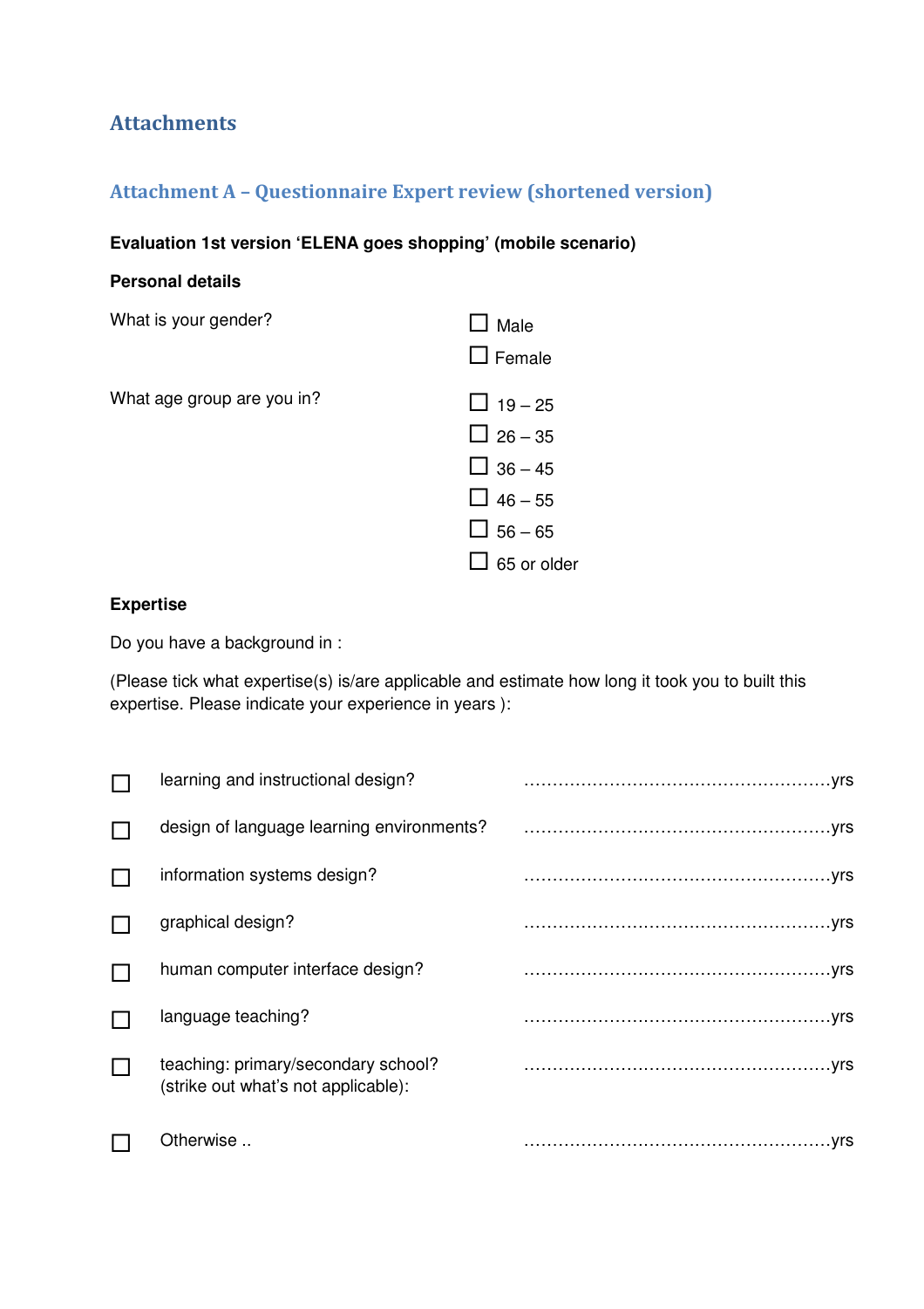# Attachments

## Attachment A – Questionnaire Expert review (shortened version)

**Evaluation 1st version 'ELENA goes shopping' (mobile scenario)**

**Personal details**

What is your gender?

- ☐ Male
- ☐ Female

What age group are you in?

- ☐ 19 – 25
- ☐ 26 – 35
- ☐ 36 – 45
- ☐ 46 – 55
- ☐ 56 – 65
- ☐ 65 or older

**Expertise**

Do you have a background in :

(Please tick what expertise(s) is/are applicable and estimate how long it took you to built this expertise. Please indicate your experience in years ):

| | | |
|---|---|---|
| ☐ | learning and instructional design? | ……………………………………………yrs |
| ☐ | design of language learning environments? | ……………………………………………yrs |
| ☐ | information systems design? | ……………………………………………yrs |
| ☐ | graphical design? | ……………………………………………yrs |
| ☐ | human computer interface design? | ……………………………………………yrs |
| ☐ | language teaching? | ……………………………………………yrs |
| ☐ | teaching: primary/secondary school? (strike out what's not applicable): | ……………………………………………yrs |
| ☐ | Otherwise .. | ……………………………………………yrs |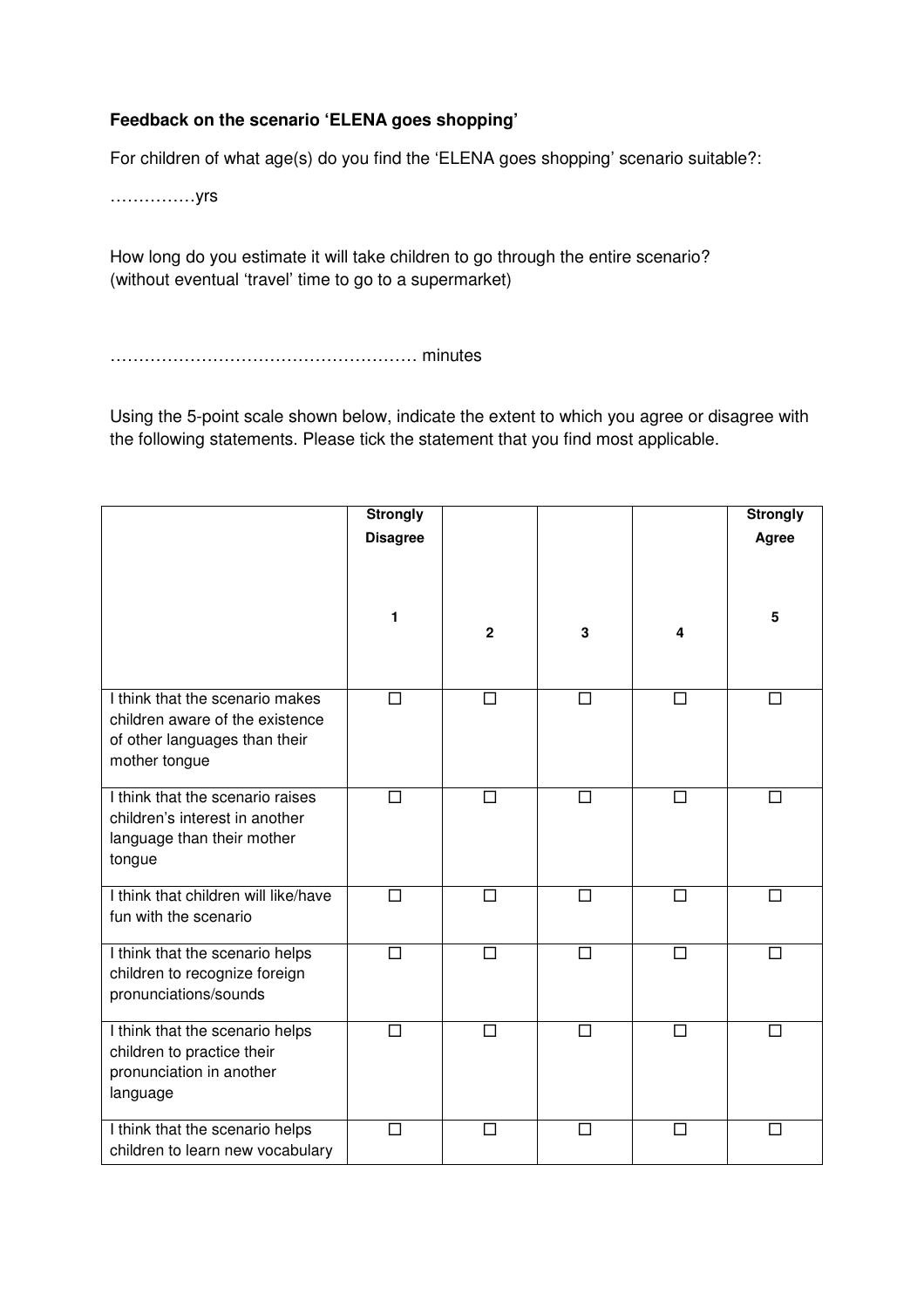**Feedback on the scenario 'ELENA goes shopping'**

For children of what age(s) do you find the 'ELENA goes shopping' scenario suitable?:

……………yrs

How long do you estimate it will take children to go through the entire scenario?
(without eventual 'travel' time to go to a supermarket)

……………………………………………… minutes

Using the 5-point scale shown below, indicate the extent to which you agree or disagree with the following statements. Please tick the statement that you find most applicable.

| | Strongly Disagree<br><br>1 | 2 | 3 | 4 | Strongly Agree<br><br>5 |
|---|---|---|---|---|---|
| I think that the scenario makes children aware of the existence of other languages than their mother tongue | ☐ | ☐ | ☐ | ☐ | ☐ |
| I think that the scenario raises children's interest in another language than their mother tongue | ☐ | ☐ | ☐ | ☐ | ☐ |
| I think that children will like/have fun with the scenario | ☐ | ☐ | ☐ | ☐ | ☐ |
| I think that the scenario helps children to recognize foreign pronunciations/sounds | ☐ | ☐ | ☐ | ☐ | ☐ |
| I think that the scenario helps children to practice their pronunciation in another language | ☐ | ☐ | ☐ | ☐ | ☐ |
| I think that the scenario helps children to learn new vocabulary | ☐ | ☐ | ☐ | ☐ | ☐ |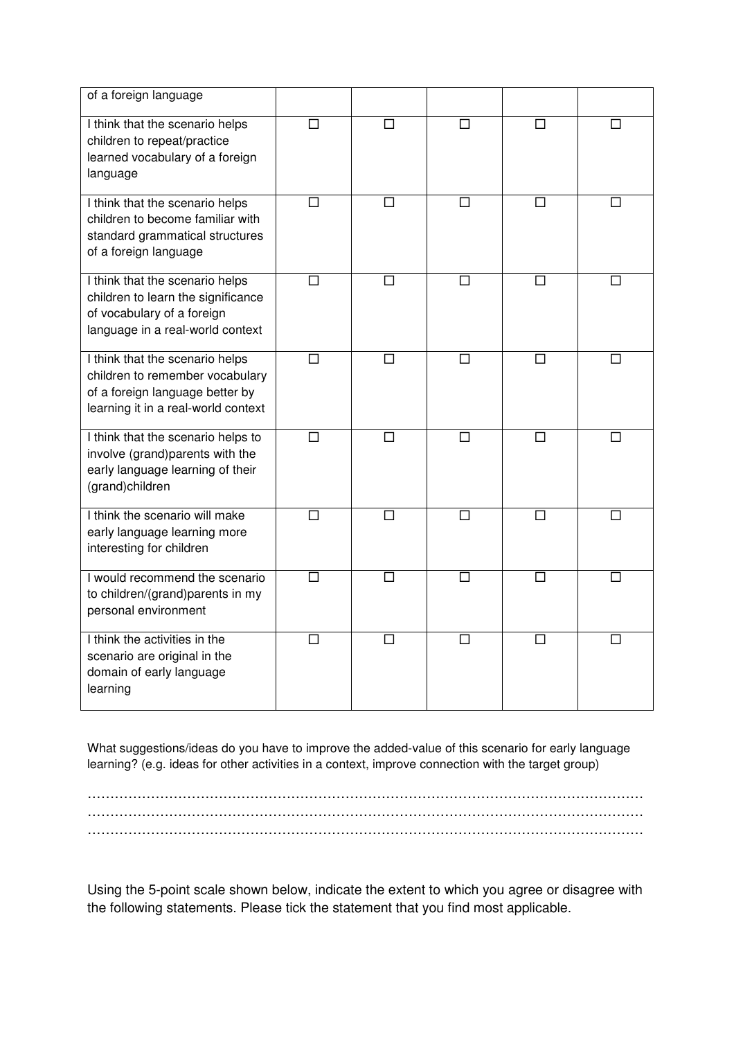| | | | | | |
|---|---|---|---|---|---|
| of a foreign language | | | | | |
| I think that the scenario helps children to repeat/practice learned vocabulary of a foreign language | ☐ | ☐ | ☐ | ☐ | ☐ |
| I think that the scenario helps children to become familiar with standard grammatical structures of a foreign language | ☐ | ☐ | ☐ | ☐ | ☐ |
| I think that the scenario helps children to learn the significance of vocabulary of a foreign language in a real-world context | ☐ | ☐ | ☐ | ☐ | ☐ |
| I think that the scenario helps children to remember vocabulary of a foreign language better by learning it in a real-world context | ☐ | ☐ | ☐ | ☐ | ☐ |
| I think that the scenario helps to involve (grand)parents with the early language learning of their (grand)children | ☐ | ☐ | ☐ | ☐ | ☐ |
| I think the scenario will make early language learning more interesting for children | ☐ | ☐ | ☐ | ☐ | ☐ |
| I would recommend the scenario to children/(grand)parents in my personal environment | ☐ | ☐ | ☐ | ☐ | ☐ |
| I think the activities in the scenario are original in the domain of early language learning | ☐ | ☐ | ☐ | ☐ | ☐ |

What suggestions/ideas do you have to improve the added-value of this scenario for early language learning? (e.g. ideas for other activities in a context, improve connection with the target group)

……………………………………………………………………………………………………………
……………………………………………………………………………………………………………
……………………………………………………………………………………………………………

Using the 5-point scale shown below, indicate the extent to which you agree or disagree with the following statements. Please tick the statement that you find most applicable.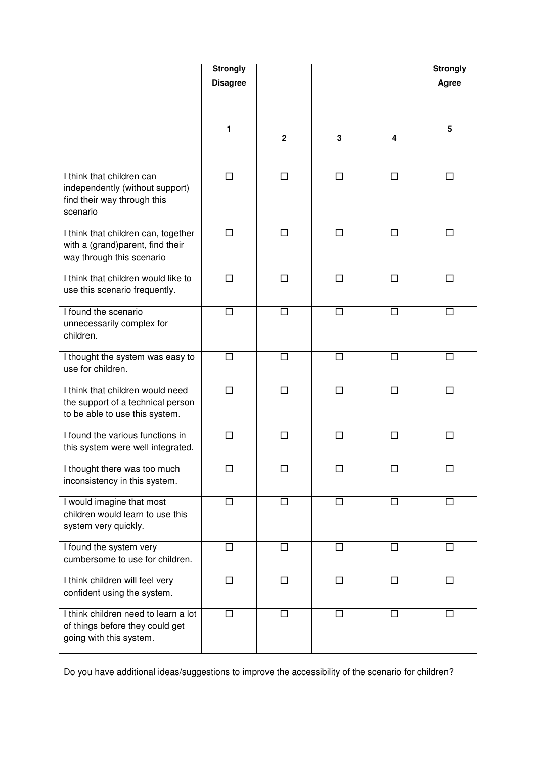| | Strongly Disagree<br>1 | 2 | 3 | 4 | Strongly Agree<br>5 |
|---|---|---|---|---|---|
| I think that children can independently (without support) find their way through this scenario | ☐ | ☐ | ☐ | ☐ | ☐ |
| I think that children can, together with a (grand)parent, find their way through this scenario | ☐ | ☐ | ☐ | ☐ | ☐ |
| I think that children would like to use this scenario frequently. | ☐ | ☐ | ☐ | ☐ | ☐ |
| I found the scenario unnecessarily complex for children. | ☐ | ☐ | ☐ | ☐ | ☐ |
| I thought the system was easy to use for children. | ☐ | ☐ | ☐ | ☐ | ☐ |
| I think that children would need the support of a technical person to be able to use this system. | ☐ | ☐ | ☐ | ☐ | ☐ |
| I found the various functions in this system were well integrated. | ☐ | ☐ | ☐ | ☐ | ☐ |
| I thought there was too much inconsistency in this system. | ☐ | ☐ | ☐ | ☐ | ☐ |
| I would imagine that most children would learn to use this system very quickly. | ☐ | ☐ | ☐ | ☐ | ☐ |
| I found the system very cumbersome to use for children. | ☐ | ☐ | ☐ | ☐ | ☐ |
| I think children will feel very confident using the system. | ☐ | ☐ | ☐ | ☐ | ☐ |
| I think children need to learn a lot of things before they could get going with this system. | ☐ | ☐ | ☐ | ☐ | ☐ |

Do you have additional ideas/suggestions to improve the accessibility of the scenario for children?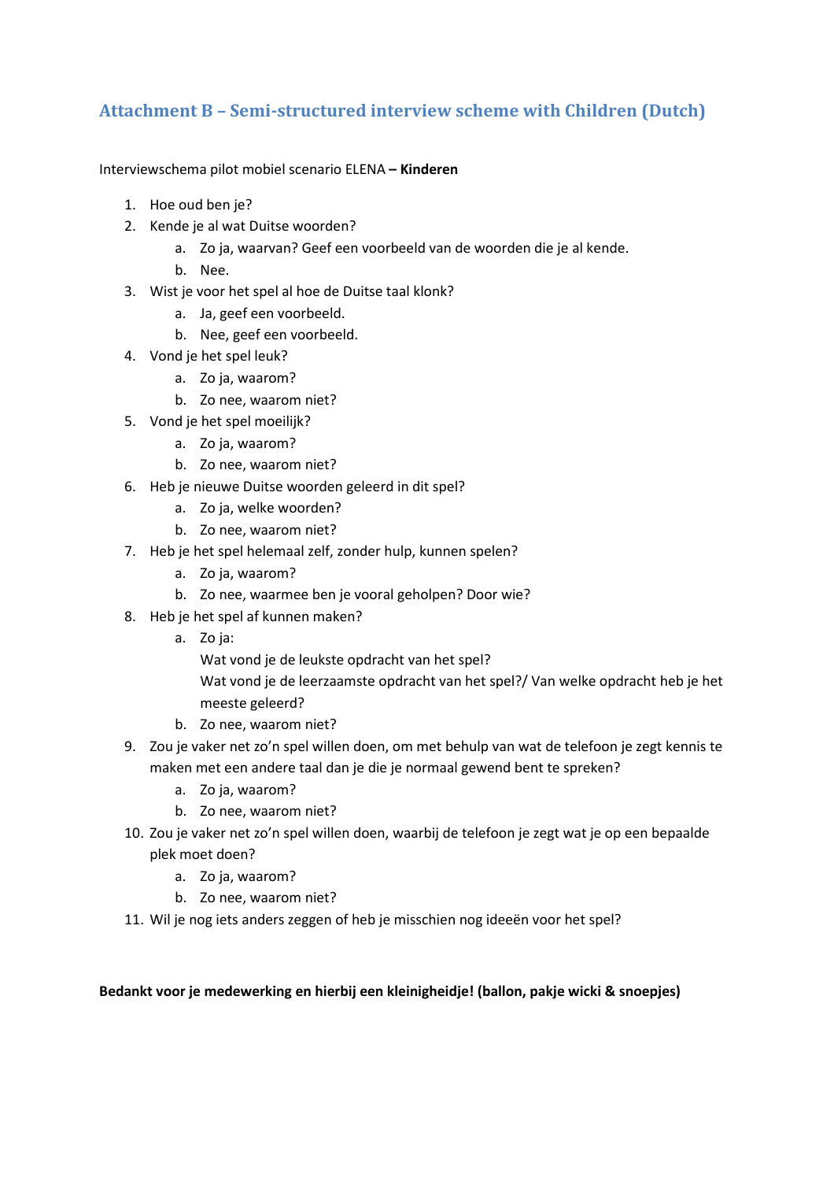## Attachment B – Semi-structured interview scheme with Children (Dutch)

Interviewschema pilot mobiel scenario ELENA – **Kinderen**

1. Hoe oud ben je?
2. Kende je al wat Duitse woorden?
   a. Zo ja, waarvan? Geef een voorbeeld van de woorden die je al kende.
   b. Nee.
3. Wist je voor het spel al hoe de Duitse taal klonk?
   a. Ja, geef een voorbeeld.
   b. Nee, geef een voorbeeld.
4. Vond je het spel leuk?
   a. Zo ja, waarom?
   b. Zo nee, waarom niet?
5. Vond je het spel moeilijk?
   a. Zo ja, waarom?
   b. Zo nee, waarom niet?
6. Heb je nieuwe Duitse woorden geleerd in dit spel?
   a. Zo ja, welke woorden?
   b. Zo nee, waarom niet?
7. Heb je het spel helemaal zelf, zonder hulp, kunnen spelen?
   a. Zo ja, waarom?
   b. Zo nee, waarmee ben je vooral geholpen? Door wie?
8. Heb je het spel af kunnen maken?
   a. Zo ja:
      Wat vond je de leukste opdracht van het spel?
      Wat vond je de leerzaamste opdracht van het spel?/ Van welke opdracht heb je het meeste geleerd?
   b. Zo nee, waarom niet?
9. Zou je vaker net zo'n spel willen doen, om met behulp van wat de telefoon je zegt kennis te maken met een andere taal dan je die je normaal gewend bent te spreken?
   a. Zo ja, waarom?
   b. Zo nee, waarom niet?
10. Zou je vaker net zo'n spel willen doen, waarbij de telefoon je zegt wat je op een bepaalde plek moet doen?
    a. Zo ja, waarom?
    b. Zo nee, waarom niet?
11. Wil je nog iets anders zeggen of heb je misschien nog ideeën voor het spel?

**Bedankt voor je medewerking en hierbij een kleinigheidje! (ballon, pakje wicki & snoepjes)**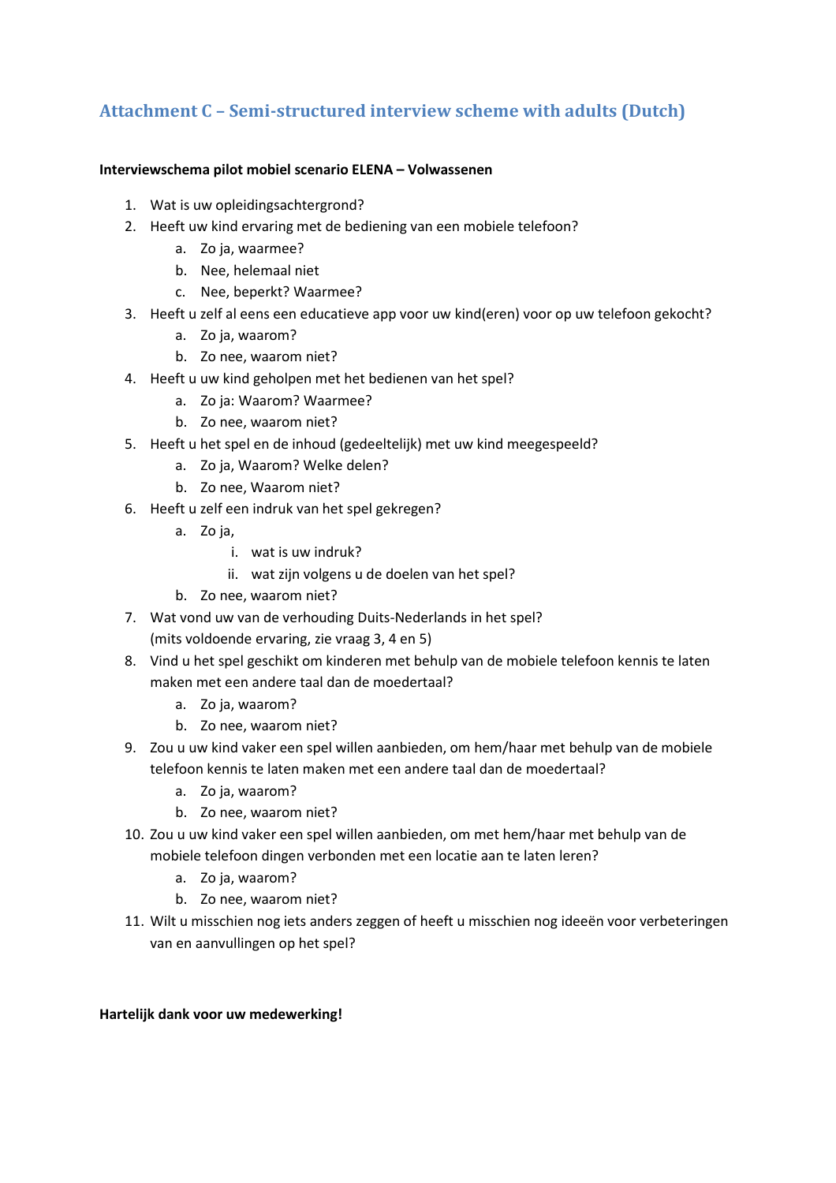## Attachment C – Semi-structured interview scheme with adults (Dutch)

**Interviewschema pilot mobiel scenario ELENA – Volwassenen**

1. Wat is uw opleidingsachtergrond?
2. Heeft uw kind ervaring met de bediening van een mobiele telefoon?
   a. Zo ja, waarmee?
   b. Nee, helemaal niet
   c. Nee, beperkt? Waarmee?
3. Heeft u zelf al eens een educatieve app voor uw kind(eren) voor op uw telefoon gekocht?
   a. Zo ja, waarom?
   b. Zo nee, waarom niet?
4. Heeft u uw kind geholpen met het bedienen van het spel?
   a. Zo ja: Waarom? Waarmee?
   b. Zo nee, waarom niet?
5. Heeft u het spel en de inhoud (gedeeltelijk) met uw kind meegespeeld?
   a. Zo ja, Waarom? Welke delen?
   b. Zo nee, Waarom niet?
6. Heeft u zelf een indruk van het spel gekregen?
   a. Zo ja,
      i. wat is uw indruk?
      ii. wat zijn volgens u de doelen van het spel?
   b. Zo nee, waarom niet?
7. Wat vond uw van de verhouding Duits-Nederlands in het spel?
   (mits voldoende ervaring, zie vraag 3, 4 en 5)
8. Vind u het spel geschikt om kinderen met behulp van de mobiele telefoon kennis te laten maken met een andere taal dan de moedertaal?
   a. Zo ja, waarom?
   b. Zo nee, waarom niet?
9. Zou u uw kind vaker een spel willen aanbieden, om hem/haar met behulp van de mobiele telefoon kennis te laten maken met een andere taal dan de moedertaal?
   a. Zo ja, waarom?
   b. Zo nee, waarom niet?
10. Zou u uw kind vaker een spel willen aanbieden, om met hem/haar met behulp van de mobiele telefoon dingen verbonden met een locatie aan te laten leren?
    a. Zo ja, waarom?
    b. Zo nee, waarom niet?
11. Wilt u misschien nog iets anders zeggen of heeft u misschien nog ideeën voor verbeteringen van en aanvullingen op het spel?

**Hartelijk dank voor uw medewerking!**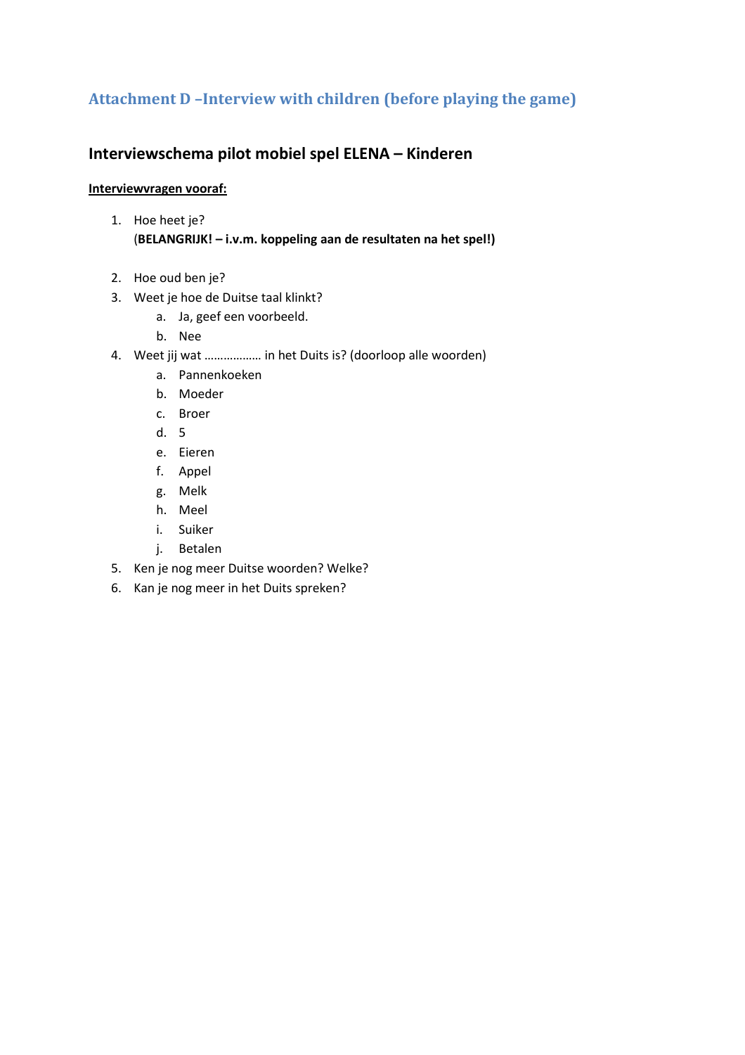## Attachment D –Interview with children (before playing the game)

### Interviewschema pilot mobiel spel ELENA – Kinderen

**Interviewvragen vooraf:**

1. Hoe heet je?
   (**BELANGRIJK! – i.v.m. koppeling aan de resultaten na het spel!)**

2. Hoe oud ben je?
3. Weet je hoe de Duitse taal klinkt?
   a. Ja, geef een voorbeeld.
   b. Nee
4. Weet jij wat ……………… in het Duits is? (doorloop alle woorden)
   a. Pannenkoeken
   b. Moeder
   c. Broer
   d. 5
   e. Eieren
   f. Appel
   g. Melk
   h. Meel
   i. Suiker
   j. Betalen
5. Ken je nog meer Duitse woorden? Welke?
6. Kan je nog meer in het Duits spreken?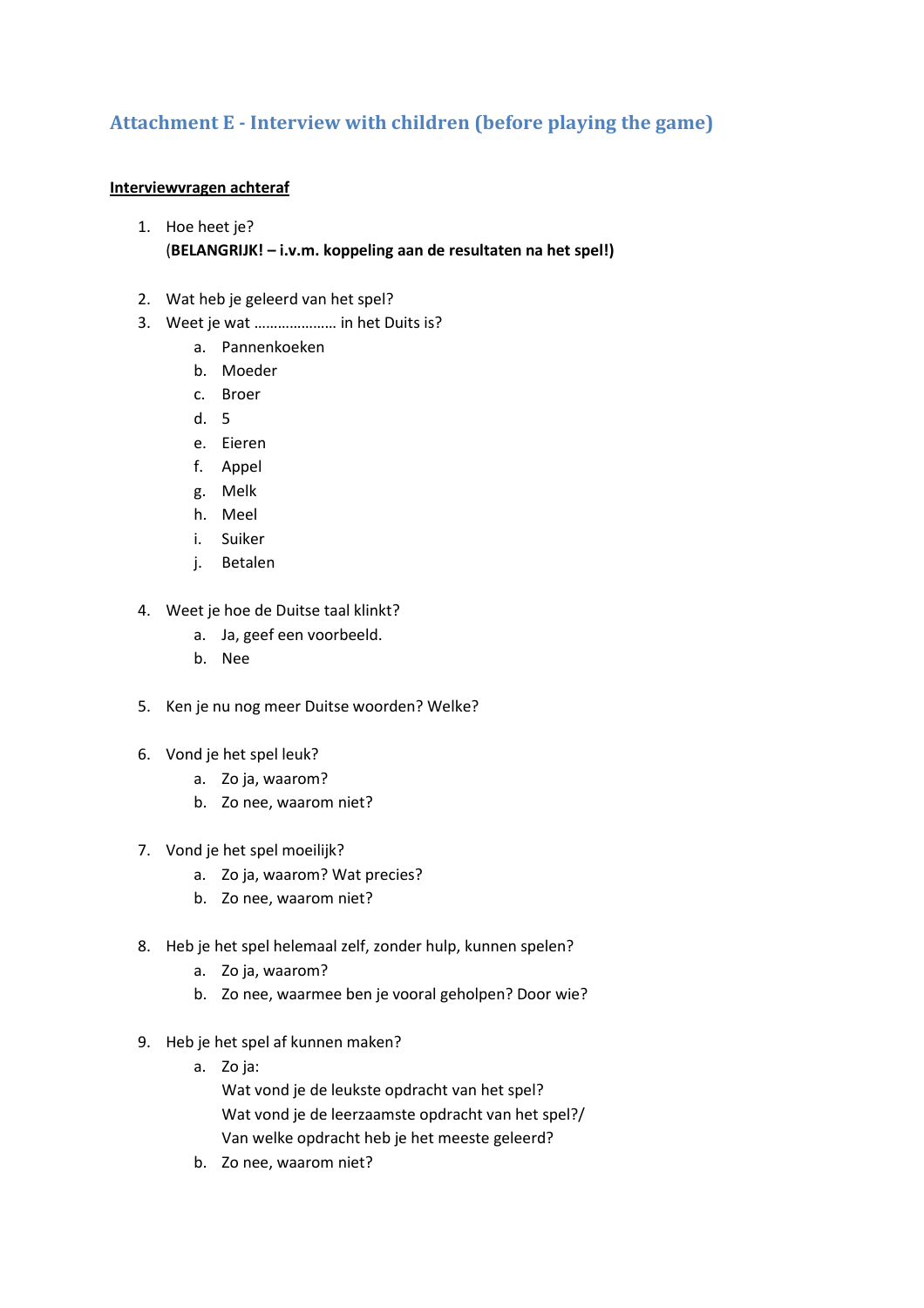## Attachment E - Interview with children (before playing the game)

**Interviewvragen achteraf**

1. Hoe heet je?
   (**BELANGRIJK! – i.v.m. koppeling aan de resultaten na het spel!)**

2. Wat heb je geleerd van het spel?
3. Weet je wat ………………… in het Duits is?
   a. Pannenkoeken
   b. Moeder
   c. Broer
   d. 5
   e. Eieren
   f. Appel
   g. Melk
   h. Meel
   i. Suiker
   j. Betalen

4. Weet je hoe de Duitse taal klinkt?
   a. Ja, geef een voorbeeld.
   b. Nee

5. Ken je nu nog meer Duitse woorden? Welke?

6. Vond je het spel leuk?
   a. Zo ja, waarom?
   b. Zo nee, waarom niet?

7. Vond je het spel moeilijk?
   a. Zo ja, waarom? Wat precies?
   b. Zo nee, waarom niet?

8. Heb je het spel helemaal zelf, zonder hulp, kunnen spelen?
   a. Zo ja, waarom?
   b. Zo nee, waarmee ben je vooral geholpen? Door wie?

9. Heb je het spel af kunnen maken?
   a. Zo ja:
      Wat vond je de leukste opdracht van het spel?
      Wat vond je de leerzaamste opdracht van het spel?/
      Van welke opdracht heb je het meeste geleerd?
   b. Zo nee, waarom niet?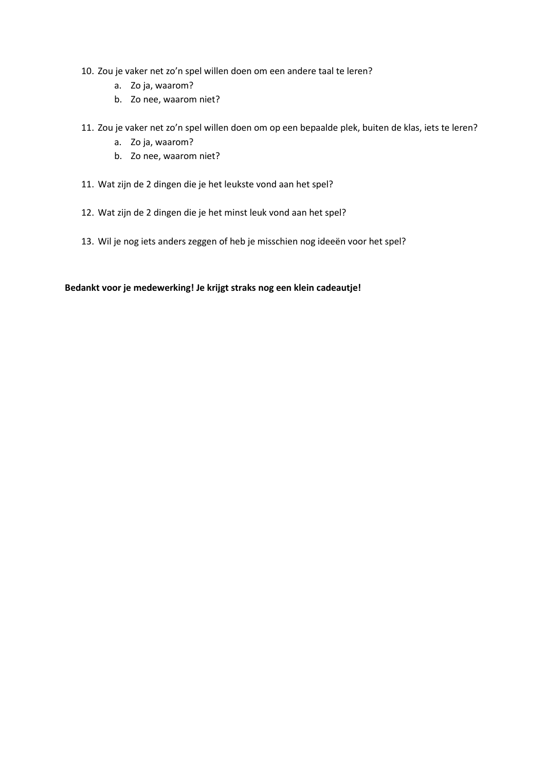10. Zou je vaker net zo'n spel willen doen om een andere taal te leren?
    a. Zo ja, waarom?
    b. Zo nee, waarom niet?

11. Zou je vaker net zo'n spel willen doen om op een bepaalde plek, buiten de klas, iets te leren?
    a. Zo ja, waarom?
    b. Zo nee, waarom niet?

11. Wat zijn de 2 dingen die je het leukste vond aan het spel?

12. Wat zijn de 2 dingen die je het minst leuk vond aan het spel?

13. Wil je nog iets anders zeggen of heb je misschien nog ideeën voor het spel?

**Bedankt voor je medewerking! Je krijgt straks nog een klein cadeautje!**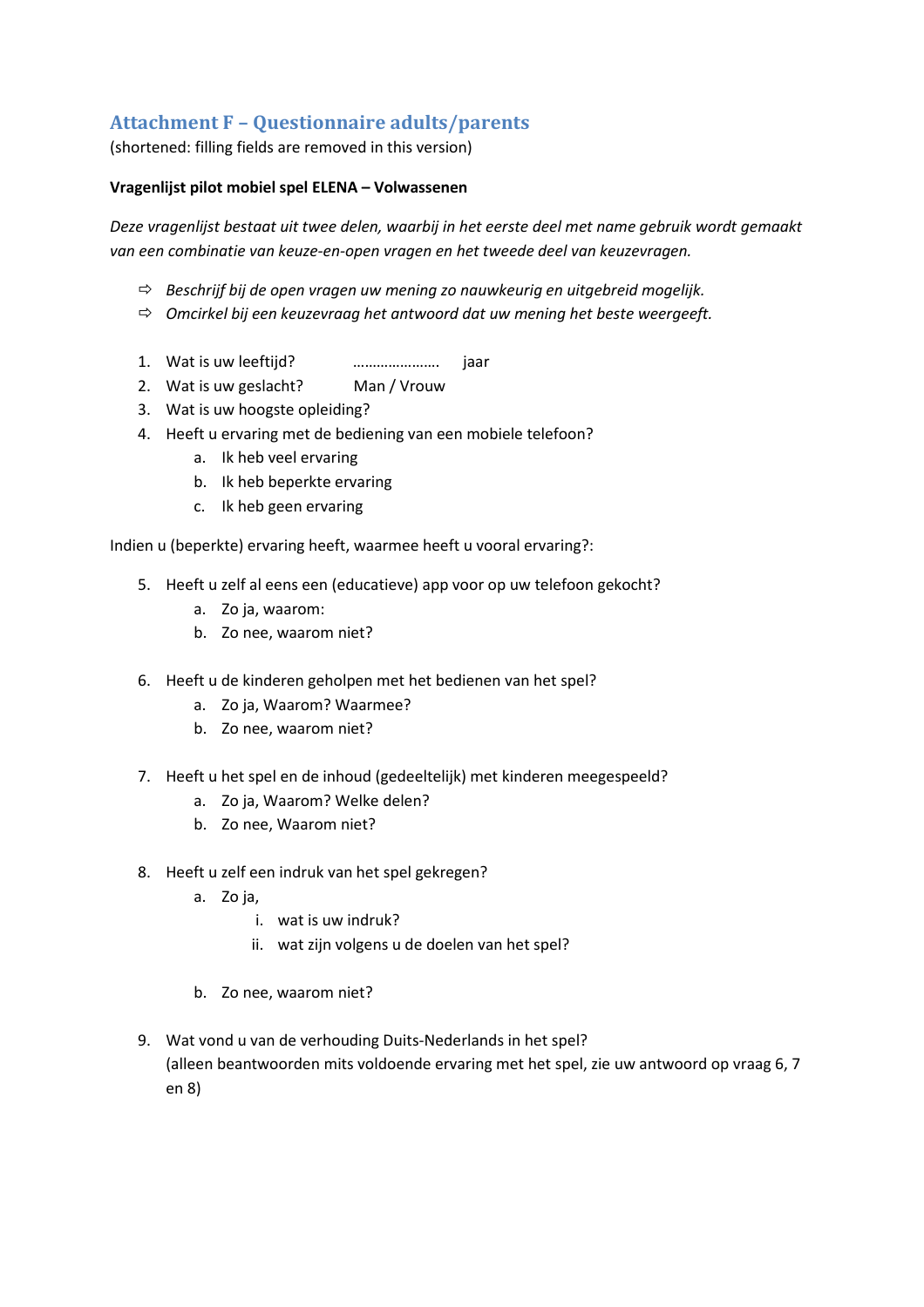## Attachment F – Questionnaire adults/parents

(shortened: filling fields are removed in this version)

**Vragenlijst pilot mobiel spel ELENA – Volwassenen**

*Deze vragenlijst bestaat uit twee delen, waarbij in het eerste deel met name gebruik wordt gemaakt van een combinatie van keuze-en-open vragen en het tweede deel van keuzevragen.*

- ⇨ *Beschrijf bij de open vragen uw mening zo nauwkeurig en uitgebreid mogelijk.*
- ⇨ *Omcirkel bij een keuzevraag het antwoord dat uw mening het beste weergeeft.*

1. Wat is uw leeftijd? …………………. jaar
2. Wat is uw geslacht? Man / Vrouw
3. Wat is uw hoogste opleiding?
4. Heeft u ervaring met de bediening van een mobiele telefoon?
   a. Ik heb veel ervaring
   b. Ik heb beperkte ervaring
   c. Ik heb geen ervaring

Indien u (beperkte) ervaring heeft, waarmee heeft u vooral ervaring?:

5. Heeft u zelf al eens een (educatieve) app voor op uw telefoon gekocht?
   a. Zo ja, waarom:
   b. Zo nee, waarom niet?

6. Heeft u de kinderen geholpen met het bedienen van het spel?
   a. Zo ja, Waarom? Waarmee?
   b. Zo nee, waarom niet?

7. Heeft u het spel en de inhoud (gedeeltelijk) met kinderen meegespeeld?
   a. Zo ja, Waarom? Welke delen?
   b. Zo nee, Waarom niet?

8. Heeft u zelf een indruk van het spel gekregen?
   a. Zo ja,
      i. wat is uw indruk?
      ii. wat zijn volgens u de doelen van het spel?

   b. Zo nee, waarom niet?

9. Wat vond u van de verhouding Duits-Nederlands in het spel?
   (alleen beantwoorden mits voldoende ervaring met het spel, zie uw antwoord op vraag 6, 7 en 8)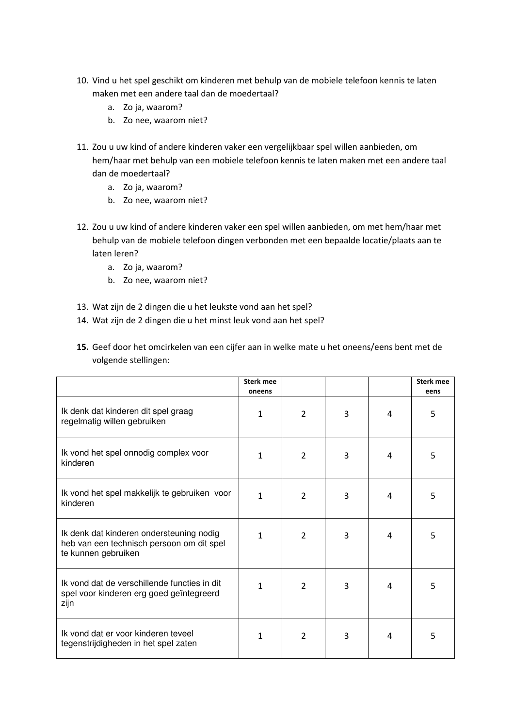10. Vind u het spel geschikt om kinderen met behulp van de mobiele telefoon kennis te laten maken met een andere taal dan de moedertaal?
    a. Zo ja, waarom?
    b. Zo nee, waarom niet?

11. Zou u uw kind of andere kinderen vaker een vergelijkbaar spel willen aanbieden, om hem/haar met behulp van een mobiele telefoon kennis te laten maken met een andere taal dan de moedertaal?
    a. Zo ja, waarom?
    b. Zo nee, waarom niet?

12. Zou u uw kind of andere kinderen vaker een spel willen aanbieden, om met hem/haar met behulp van de mobiele telefoon dingen verbonden met een bepaalde locatie/plaats aan te laten leren?
    a. Zo ja, waarom?
    b. Zo nee, waarom niet?

13. Wat zijn de 2 dingen die u het leukste vond aan het spel?
14. Wat zijn de 2 dingen die u het minst leuk vond aan het spel?

15. **Geef door het omcirkelen van een cijfer aan in welke mate u het oneens/eens bent met de volgende stellingen:**

| | **Sterk mee oneens** | | | | **Sterk mee eens** |
|---|---|---|---|---|---|
| Ik denk dat kinderen dit spel graag regelmatig willen gebruiken | 1 | 2 | 3 | 4 | 5 |
| Ik vond het spel onnodig complex voor kinderen | 1 | 2 | 3 | 4 | 5 |
| Ik vond het spel makkelijk te gebruiken voor kinderen | 1 | 2 | 3 | 4 | 5 |
| Ik denk dat kinderen ondersteuning nodig heb van een technisch persoon om dit spel te kunnen gebruiken | 1 | 2 | 3 | 4 | 5 |
| Ik vond dat de verschillende functies in dit spel voor kinderen erg goed geïntegreerd zijn | 1 | 2 | 3 | 4 | 5 |
| Ik vond dat er voor kinderen teveel tegenstrijdigheden in het spel zaten | 1 | 2 | 3 | 4 | 5 |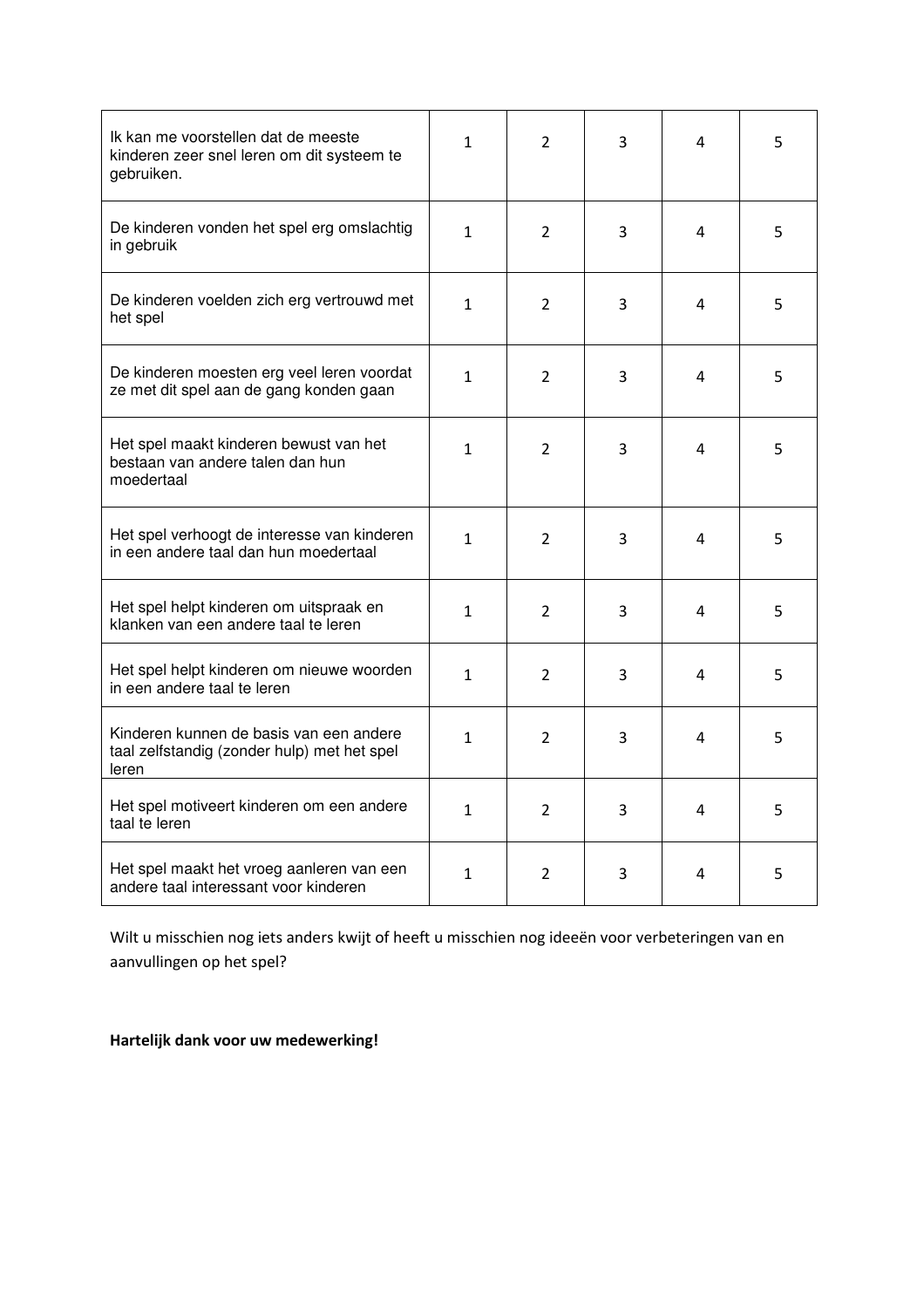| | | | | | |
|---|---|---|---|---|---|
| Ik kan me voorstellen dat de meeste kinderen zeer snel leren om dit systeem te gebruiken. | 1 | 2 | 3 | 4 | 5 |
| De kinderen vonden het spel erg omslachtig in gebruik | 1 | 2 | 3 | 4 | 5 |
| De kinderen voelden zich erg vertrouwd met het spel | 1 | 2 | 3 | 4 | 5 |
| De kinderen moesten erg veel leren voordat ze met dit spel aan de gang konden gaan | 1 | 2 | 3 | 4 | 5 |
| Het spel maakt kinderen bewust van het bestaan van andere talen dan hun moedertaal | 1 | 2 | 3 | 4 | 5 |
| Het spel verhoogt de interesse van kinderen in een andere taal dan hun moedertaal | 1 | 2 | 3 | 4 | 5 |
| Het spel helpt kinderen om uitspraak en klanken van een andere taal te leren | 1 | 2 | 3 | 4 | 5 |
| Het spel helpt kinderen om nieuwe woorden in een andere taal te leren | 1 | 2 | 3 | 4 | 5 |
| Kinderen kunnen de basis van een andere taal zelfstandig (zonder hulp) met het spel leren | 1 | 2 | 3 | 4 | 5 |
| Het spel motiveert kinderen om een andere taal te leren | 1 | 2 | 3 | 4 | 5 |
| Het spel maakt het vroeg aanleren van een andere taal interessant voor kinderen | 1 | 2 | 3 | 4 | 5 |

Wilt u misschien nog iets anders kwijt of heeft u misschien nog ideeën voor verbeteringen van en aanvullingen op het spel?

**Hartelijk dank voor uw medewerking!**